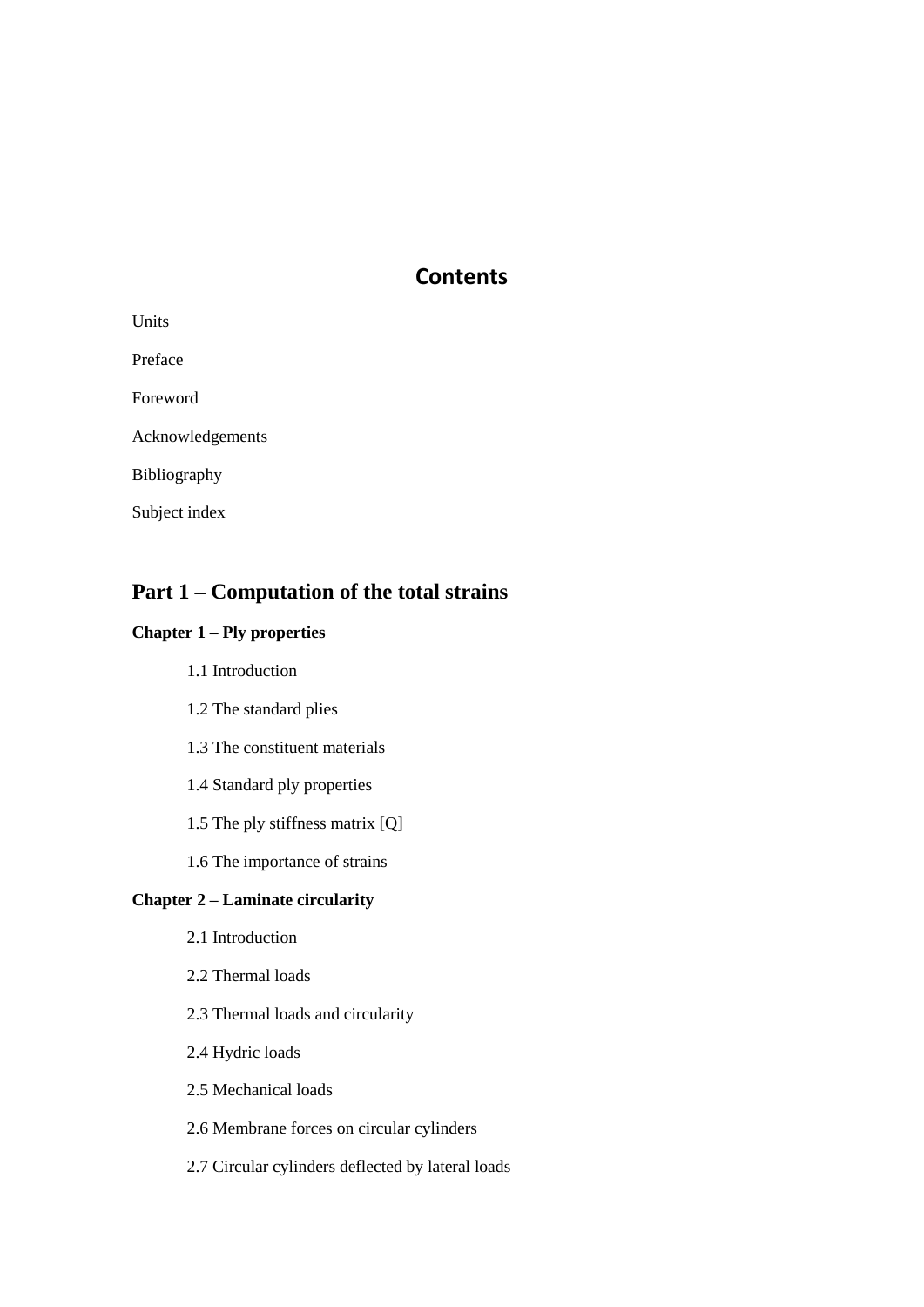# Contents

Units

Preface

Foreword

Acknowledgements

Bibliography

Subject index

## Part 1 – Computation of the total strains

### Chapter 1 – Ply properties

1.1 Introduction

1.2 The standard plies

1.3 The constituent materials

1.4 Standard ply properties

1.5 The ply stiffness matrix [Q]

1.6 The importance of strains

### Chapter 2 – Laminate circularity

2.1 Introduction

2.2 Thermal loads

2.3 Thermal loads and circularity

2.4 Hydric loads

2.5 Mechanical loads

2.6 Membrane forces on circular cylinders

2.7 Circular cylinders deflected by lateral loads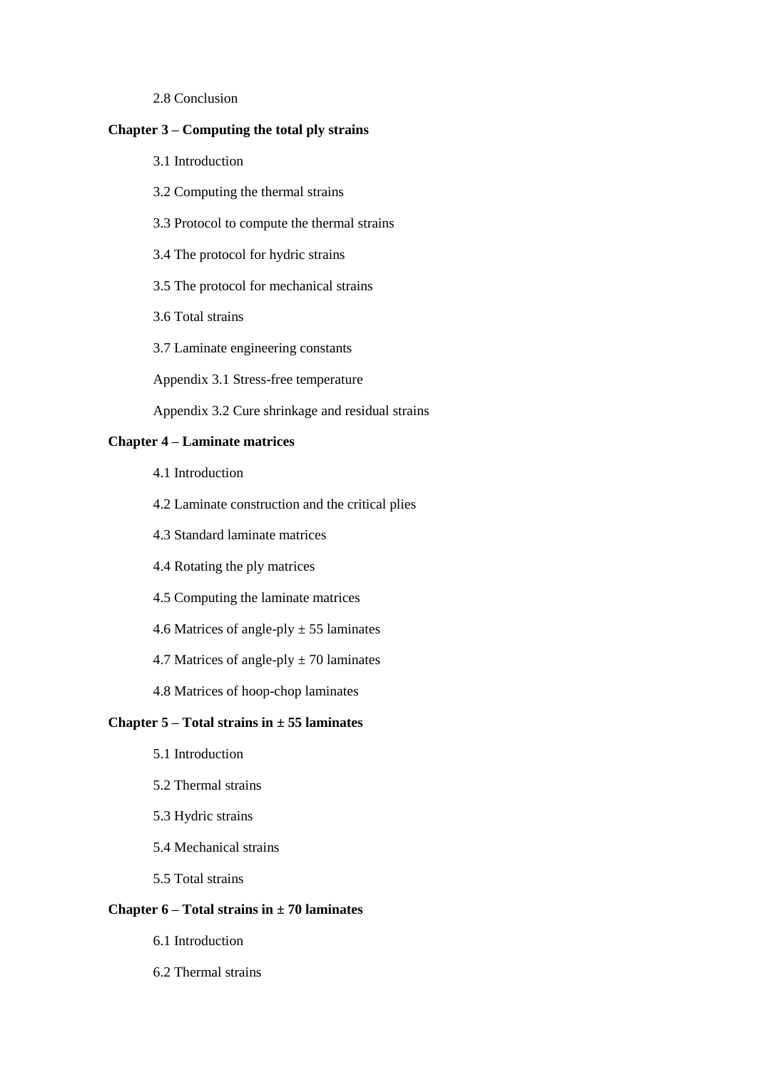2.8 Conclusion

**Chapter 3 – Computing the total ply strains**

3.1 Introduction

3.2 Computing the thermal strains

3.3 Protocol to compute the thermal strains

3.4 The protocol for hydric strains

3.5 The protocol for mechanical strains

3.6 Total strains

3.7 Laminate engineering constants

Appendix 3.1 Stress-free temperature

Appendix 3.2 Cure shrinkage and residual strains

**Chapter 4 – Laminate matrices**

4.1 Introduction

4.2 Laminate construction and the critical plies

4.3 Standard laminate matrices

4.4 Rotating the ply matrices

4.5 Computing the laminate matrices

4.6 Matrices of angle-ply ± 55 laminates

4.7 Matrices of angle-ply ± 70 laminates

4.8 Matrices of hoop-chop laminates

**Chapter 5 – Total strains in ± 55 laminates**

5.1 Introduction

5.2 Thermal strains

5.3 Hydric strains

5.4 Mechanical strains

5.5 Total strains

**Chapter 6 – Total strains in ± 70 laminates**

6.1 Introduction

6.2 Thermal strains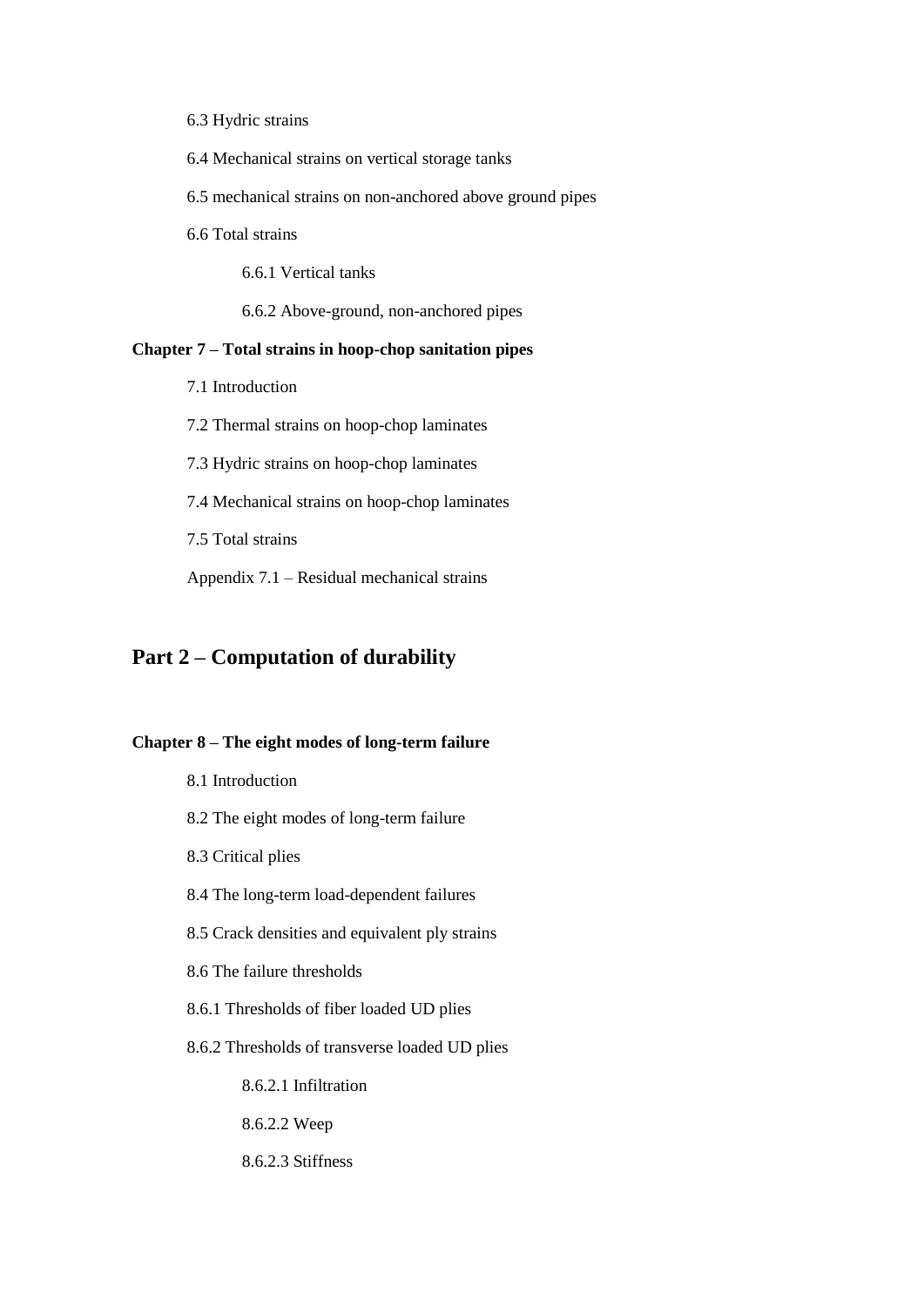6.3 Hydric strains

6.4 Mechanical strains on vertical storage tanks

6.5 mechanical strains on non-anchored above ground pipes

6.6 Total strains

6.6.1 Vertical tanks

6.6.2 Above-ground, non-anchored pipes

**Chapter 7 – Total strains in hoop-chop sanitation pipes**

7.1 Introduction

7.2 Thermal strains on hoop-chop laminates

7.3 Hydric strains on hoop-chop laminates

7.4 Mechanical strains on hoop-chop laminates

7.5 Total strains

Appendix 7.1 – Residual mechanical strains

## Part 2 – Computation of durability

**Chapter 8 – The eight modes of long-term failure**

8.1 Introduction

8.2 The eight modes of long-term failure

8.3 Critical plies

8.4 The long-term load-dependent failures

8.5 Crack densities and equivalent ply strains

8.6 The failure thresholds

8.6.1 Thresholds of fiber loaded UD plies

8.6.2 Thresholds of transverse loaded UD plies

8.6.2.1 Infiltration

8.6.2.2 Weep

8.6.2.3 Stiffness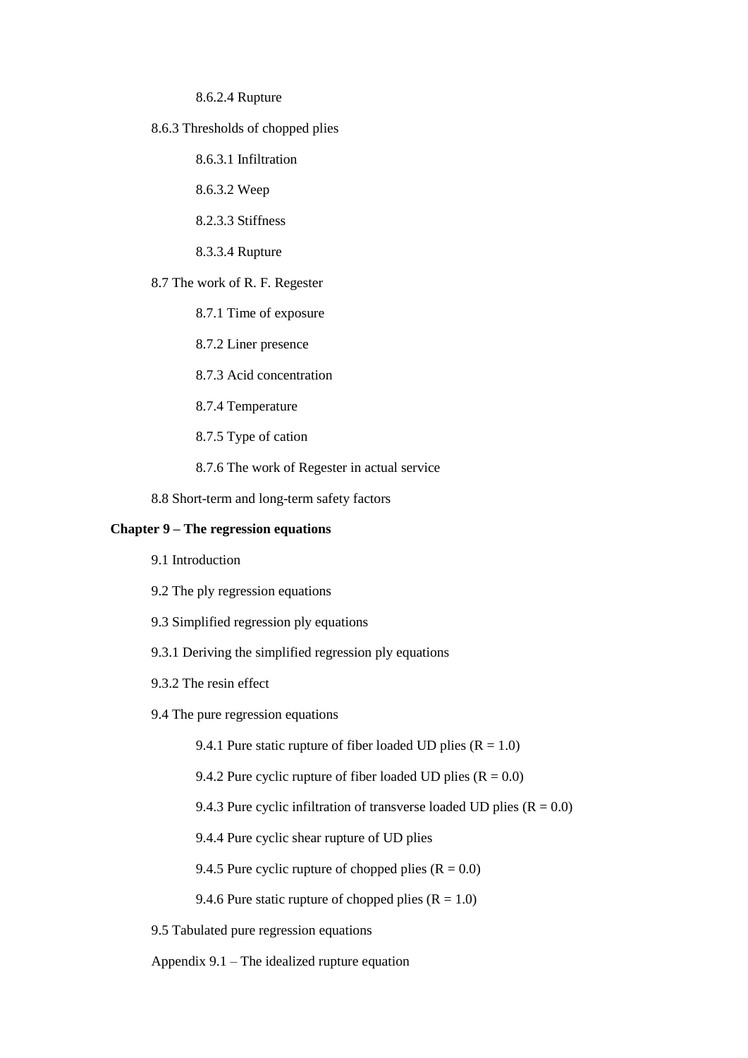8.6.2.4 Rupture

8.6.3 Thresholds of chopped plies

8.6.3.1 Infiltration

8.6.3.2 Weep

8.2.3.3 Stiffness

8.3.3.4 Rupture

8.7 The work of R. F. Regester

8.7.1 Time of exposure

8.7.2 Liner presence

8.7.3 Acid concentration

8.7.4 Temperature

8.7.5 Type of cation

8.7.6 The work of Regester in actual service

8.8 Short-term and long-term safety factors

**Chapter 9 – The regression equations**

9.1 Introduction

9.2 The ply regression equations

9.3 Simplified regression ply equations

9.3.1 Deriving the simplified regression ply equations

9.3.2 The resin effect

9.4 The pure regression equations

9.4.1 Pure static rupture of fiber loaded UD plies ($R = 1.0$)

9.4.2 Pure cyclic rupture of fiber loaded UD plies ($R = 0.0$)

9.4.3 Pure cyclic infiltration of transverse loaded UD plies ($R = 0.0$)

9.4.4 Pure cyclic shear rupture of UD plies

9.4.5 Pure cyclic rupture of chopped plies ($R = 0.0$)

9.4.6 Pure static rupture of chopped plies ($R = 1.0$)

9.5 Tabulated pure regression equations

Appendix 9.1 – The idealized rupture equation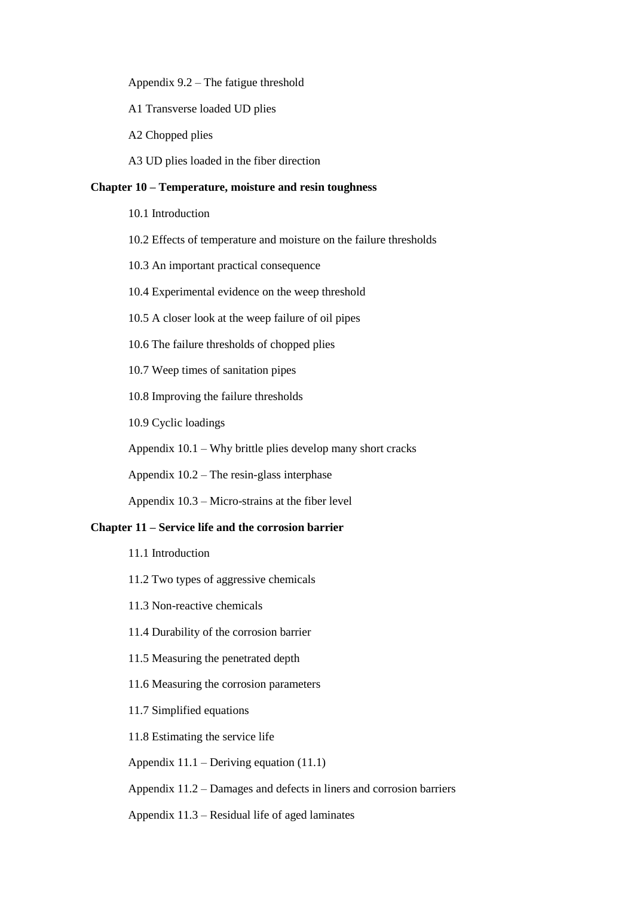Appendix 9.2 – The fatigue threshold

A1 Transverse loaded UD plies

A2 Chopped plies

A3 UD plies loaded in the fiber direction

**Chapter 10 – Temperature, moisture and resin toughness**

10.1 Introduction

10.2 Effects of temperature and moisture on the failure thresholds

10.3 An important practical consequence

10.4 Experimental evidence on the weep threshold

10.5 A closer look at the weep failure of oil pipes

10.6 The failure thresholds of chopped plies

10.7 Weep times of sanitation pipes

10.8 Improving the failure thresholds

10.9 Cyclic loadings

Appendix 10.1 – Why brittle plies develop many short cracks

Appendix 10.2 – The resin-glass interphase

Appendix 10.3 – Micro-strains at the fiber level

**Chapter 11 – Service life and the corrosion barrier**

11.1 Introduction

11.2 Two types of aggressive chemicals

11.3 Non-reactive chemicals

11.4 Durability of the corrosion barrier

11.5 Measuring the penetrated depth

11.6 Measuring the corrosion parameters

11.7 Simplified equations

11.8 Estimating the service life

Appendix 11.1 – Deriving equation (11.1)

Appendix 11.2 – Damages and defects in liners and corrosion barriers

Appendix 11.3 – Residual life of aged laminates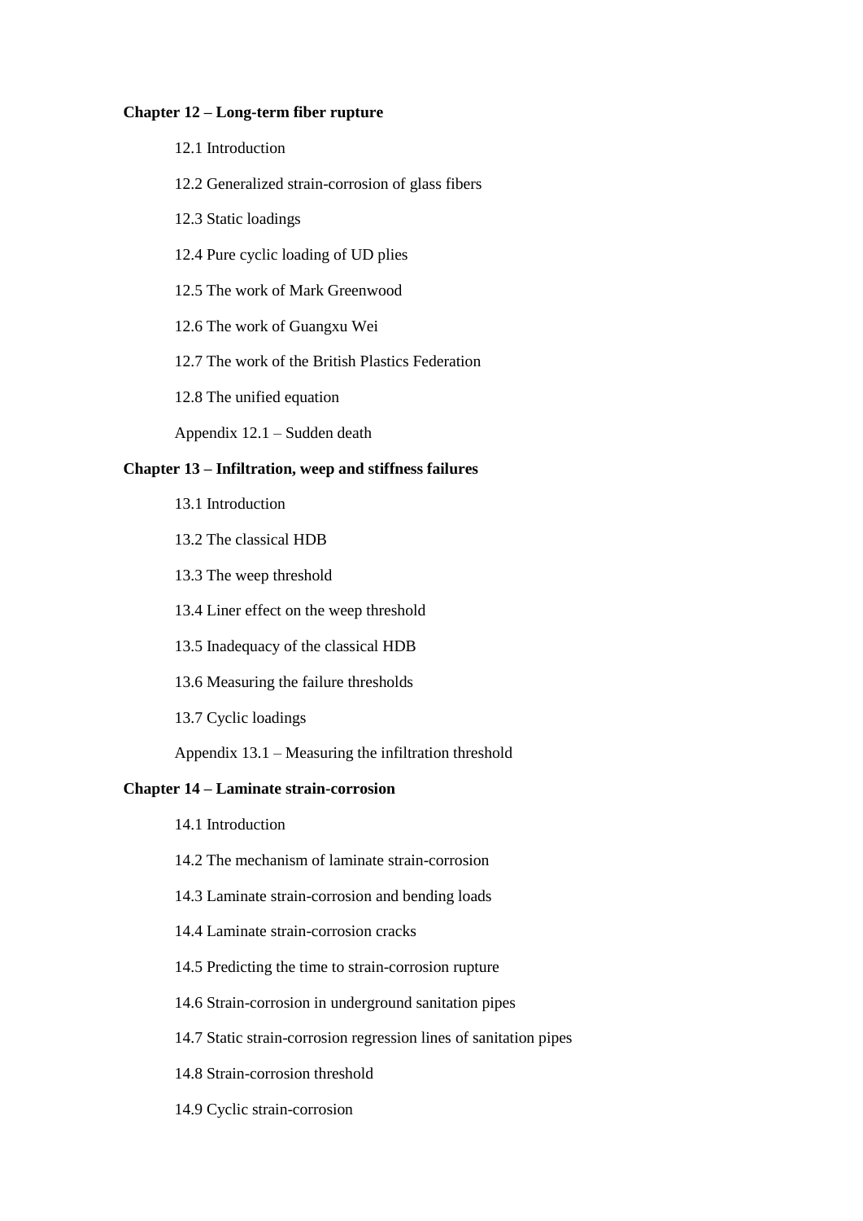**Chapter 12 – Long-term fiber rupture**

12.1 Introduction

12.2 Generalized strain-corrosion of glass fibers

12.3 Static loadings

12.4 Pure cyclic loading of UD plies

12.5 The work of Mark Greenwood

12.6 The work of Guangxu Wei

12.7 The work of the British Plastics Federation

12.8 The unified equation

Appendix 12.1 – Sudden death

**Chapter 13 – Infiltration, weep and stiffness failures**

13.1 Introduction

13.2 The classical HDB

13.3 The weep threshold

13.4 Liner effect on the weep threshold

13.5 Inadequacy of the classical HDB

13.6 Measuring the failure thresholds

13.7 Cyclic loadings

Appendix 13.1 – Measuring the infiltration threshold

**Chapter 14 – Laminate strain-corrosion**

14.1 Introduction

14.2 The mechanism of laminate strain-corrosion

14.3 Laminate strain-corrosion and bending loads

14.4 Laminate strain-corrosion cracks

14.5 Predicting the time to strain-corrosion rupture

14.6 Strain-corrosion in underground sanitation pipes

14.7 Static strain-corrosion regression lines of sanitation pipes

14.8 Strain-corrosion threshold

14.9 Cyclic strain-corrosion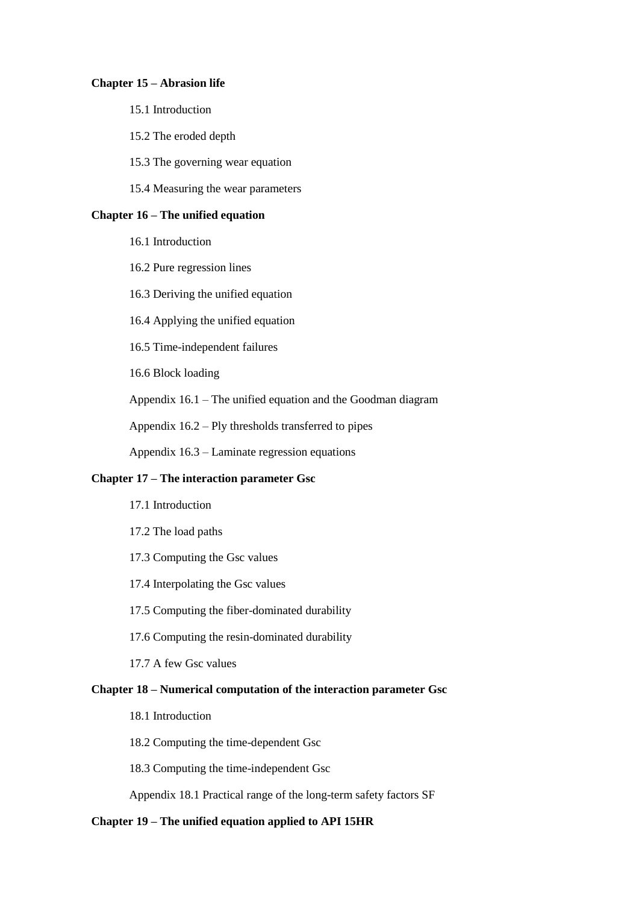**Chapter 15 – Abrasion life**

15.1 Introduction

15.2 The eroded depth

15.3 The governing wear equation

15.4 Measuring the wear parameters

**Chapter 16 – The unified equation**

16.1 Introduction

16.2 Pure regression lines

16.3 Deriving the unified equation

16.4 Applying the unified equation

16.5 Time-independent failures

16.6 Block loading

Appendix 16.1 – The unified equation and the Goodman diagram

Appendix 16.2 – Ply thresholds transferred to pipes

Appendix 16.3 – Laminate regression equations

**Chapter 17 – The interaction parameter Gsc**

17.1 Introduction

17.2 The load paths

17.3 Computing the Gsc values

17.4 Interpolating the Gsc values

17.5 Computing the fiber-dominated durability

17.6 Computing the resin-dominated durability

17.7 A few Gsc values

**Chapter 18 – Numerical computation of the interaction parameter Gsc**

18.1 Introduction

18.2 Computing the time-dependent Gsc

18.3 Computing the time-independent Gsc

Appendix 18.1 Practical range of the long-term safety factors SF

**Chapter 19 – The unified equation applied to API 15HR**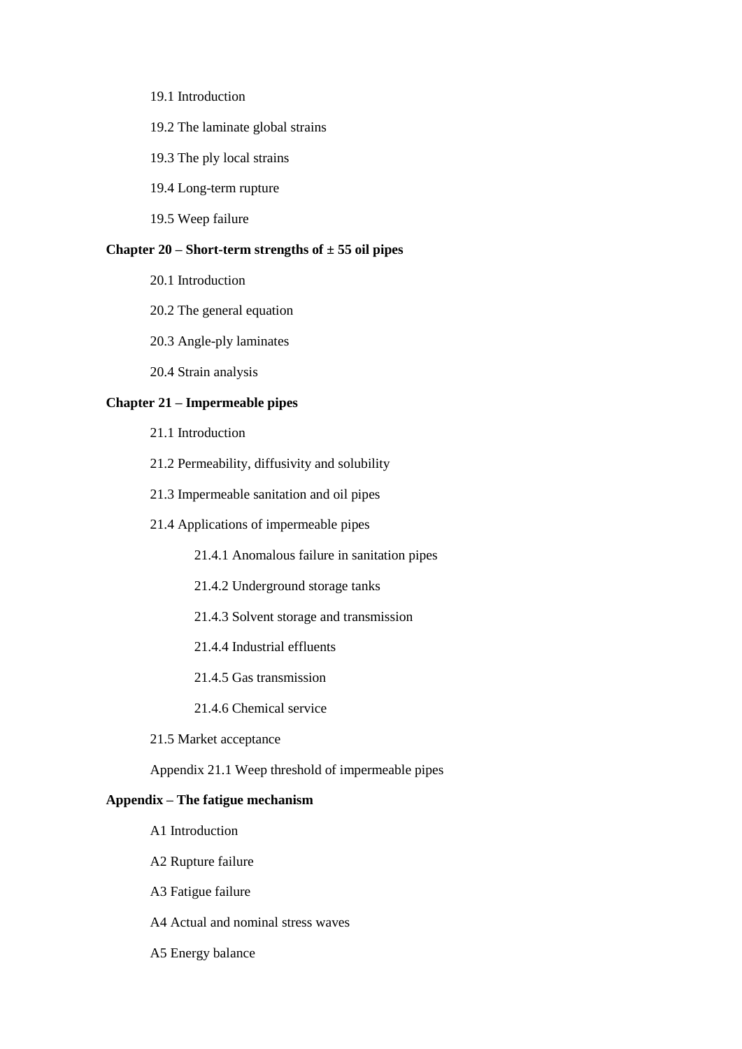19.1 Introduction

19.2 The laminate global strains

19.3 The ply local strains

19.4 Long-term rupture

19.5 Weep failure

**Chapter 20 – Short-term strengths of ± 55 oil pipes**

20.1 Introduction

20.2 The general equation

20.3 Angle-ply laminates

20.4 Strain analysis

**Chapter 21 – Impermeable pipes**

21.1 Introduction

21.2 Permeability, diffusivity and solubility

21.3 Impermeable sanitation and oil pipes

21.4 Applications of impermeable pipes

21.4.1 Anomalous failure in sanitation pipes

21.4.2 Underground storage tanks

21.4.3 Solvent storage and transmission

21.4.4 Industrial effluents

21.4.5 Gas transmission

21.4.6 Chemical service

21.5 Market acceptance

Appendix 21.1 Weep threshold of impermeable pipes

**Appendix – The fatigue mechanism**

A1 Introduction

A2 Rupture failure

A3 Fatigue failure

A4 Actual and nominal stress waves

A5 Energy balance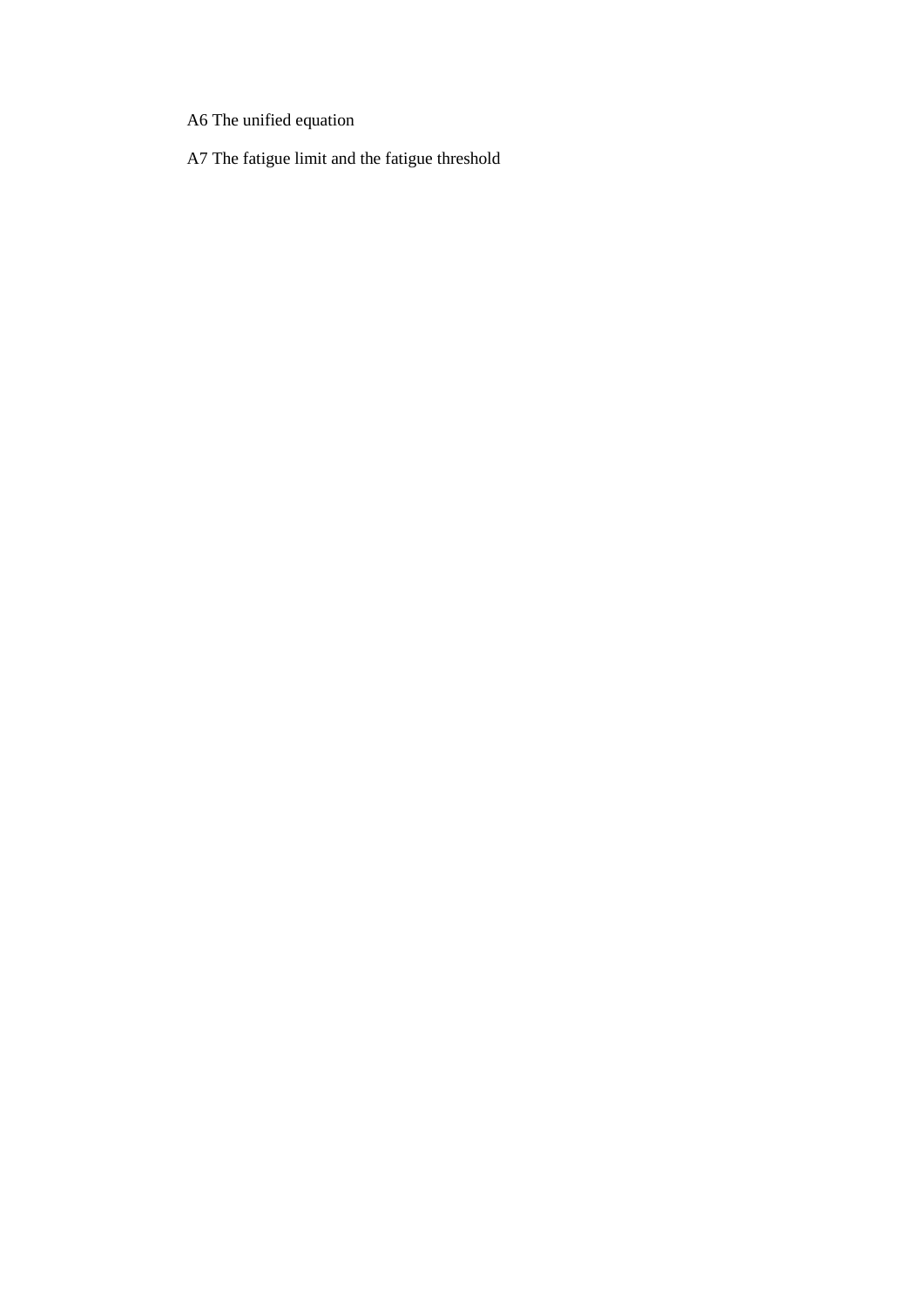A6 The unified equation

A7 The fatigue limit and the fatigue threshold